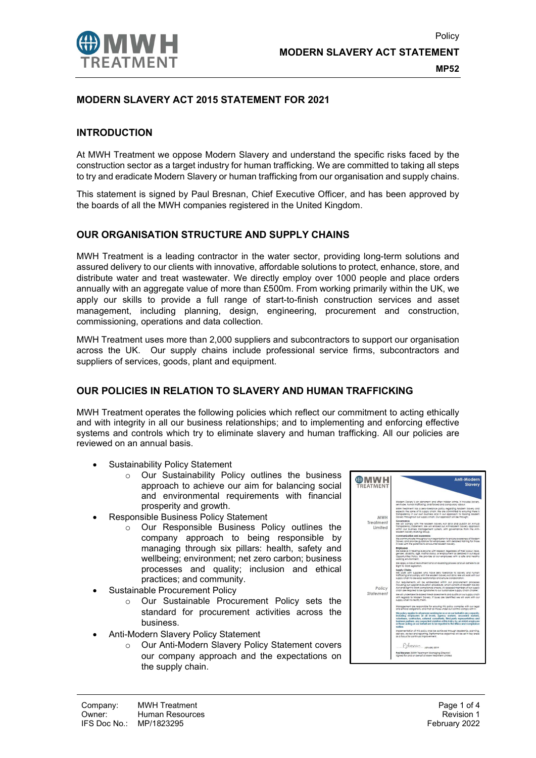# MODERN SLAVERY ACT 2015 STATEMENT FOR 2021

## INTRODUCTION

At MWH Treatment we oppose Modern Slavery and understand the specific risks faced by the construction sector as a target industry for human trafficking. We are committed to taking all steps to try and eradicate Modern Slavery or human trafficking from our organisation and supply chains.

This statement is signed by Paul Bresnan, Chief Executive Officer, and has been approved by the boards of all the MWH companies registered in the United Kingdom.

## OUR ORGANISATION STRUCTURE AND SUPPLY CHAINS

MWH Treatment is a leading contractor in the water sector, providing long-term solutions and assured delivery to our clients with innovative, affordable solutions to protect, enhance, store, and distribute water and treat wastewater. We directly employ over 1000 people and place orders annually with an aggregate value of more than £500m. From working primarily within the UK, we apply our skills to provide a full range of start-to-finish construction services and asset management, including planning, design, engineering, procurement and construction, commissioning, operations and data collection.

MWH Treatment uses more than 2,000 suppliers and subcontractors to support our organisation across the UK. Our supply chains include professional service firms, subcontractors and suppliers of services, goods, plant and equipment.

## OUR POLICIES IN RELATION TO SLAVERY AND HUMAN TRAFFICKING

MWH Treatment operates the following policies which reflect our commitment to acting ethically and with integrity in all our business relationships; and to implementing and enforcing effective systems and controls which try to eliminate slavery and human trafficking. All our policies are reviewed on an annual basis.

- Sustainability Policy Statement
  - Our Sustainability Policy outlines the business approach to achieve our aim for balancing social and environmental requirements with financial prosperity and growth.
- Responsible Business Policy Statement
  - Our Responsible Business Policy outlines the company approach to being responsible by managing through six pillars: health, safety and wellbeing; environment; net zero carbon; business processes and quality; inclusion and ethical practices; and community.
- Sustainable Procurement Policy
  - Our Sustainable Procurement Policy sets the standard for procurement activities across the business.
- Anti-Modern Slavery Policy Statement
  - Our Anti-Modern Slavery Policy Statement covers our company approach and the expectations on the supply chain.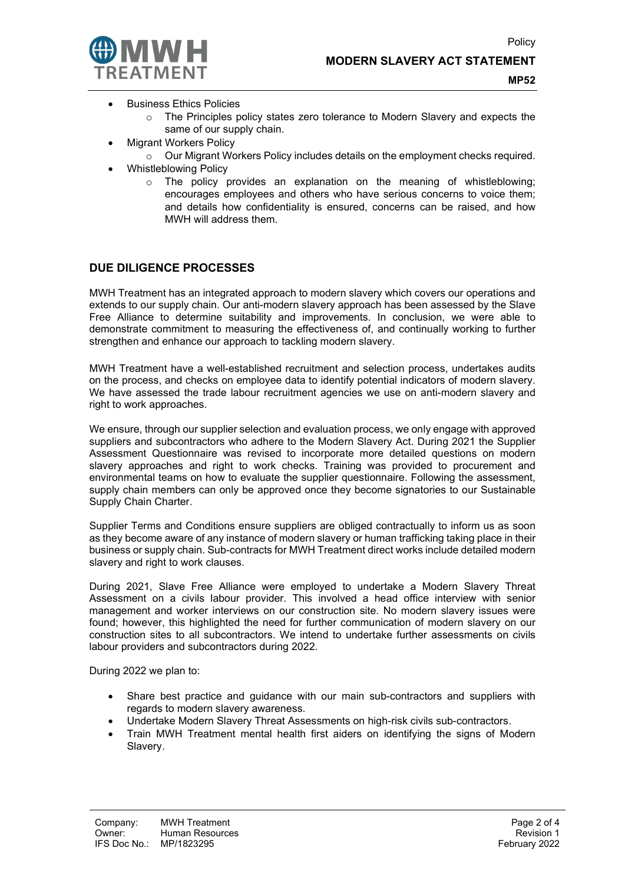- Business Ethics Policies
    - The Principles policy states zero tolerance to Modern Slavery and expects the same of our supply chain.
- Migrant Workers Policy
    - Our Migrant Workers Policy includes details on the employment checks required.
- Whistleblowing Policy
    - The policy provides an explanation on the meaning of whistleblowing; encourages employees and others who have serious concerns to voice them; and details how confidentiality is ensured, concerns can be raised, and how MWH will address them.

## DUE DILIGENCE PROCESSES

MWH Treatment has an integrated approach to modern slavery which covers our operations and extends to our supply chain. Our anti-modern slavery approach has been assessed by the Slave Free Alliance to determine suitability and improvements. In conclusion, we were able to demonstrate commitment to measuring the effectiveness of, and continually working to further strengthen and enhance our approach to tackling modern slavery.

MWH Treatment have a well-established recruitment and selection process, undertakes audits on the process, and checks on employee data to identify potential indicators of modern slavery. We have assessed the trade labour recruitment agencies we use on anti-modern slavery and right to work approaches.

We ensure, through our supplier selection and evaluation process, we only engage with approved suppliers and subcontractors who adhere to the Modern Slavery Act. During 2021 the Supplier Assessment Questionnaire was revised to incorporate more detailed questions on modern slavery approaches and right to work checks. Training was provided to procurement and environmental teams on how to evaluate the supplier questionnaire. Following the assessment, supply chain members can only be approved once they become signatories to our Sustainable Supply Chain Charter.

Supplier Terms and Conditions ensure suppliers are obliged contractually to inform us as soon as they become aware of any instance of modern slavery or human trafficking taking place in their business or supply chain. Sub-contracts for MWH Treatment direct works include detailed modern slavery and right to work clauses.

During 2021, Slave Free Alliance were employed to undertake a Modern Slavery Threat Assessment on a civils labour provider. This involved a head office interview with senior management and worker interviews on our construction site. No modern slavery issues were found; however, this highlighted the need for further communication of modern slavery on our construction sites to all subcontractors. We intend to undertake further assessments on civils labour providers and subcontractors during 2022.

During 2022 we plan to:

- Share best practice and guidance with our main sub-contractors and suppliers with regards to modern slavery awareness.
- Undertake Modern Slavery Threat Assessments on high-risk civils sub-contractors.
- Train MWH Treatment mental health first aiders on identifying the signs of Modern Slavery.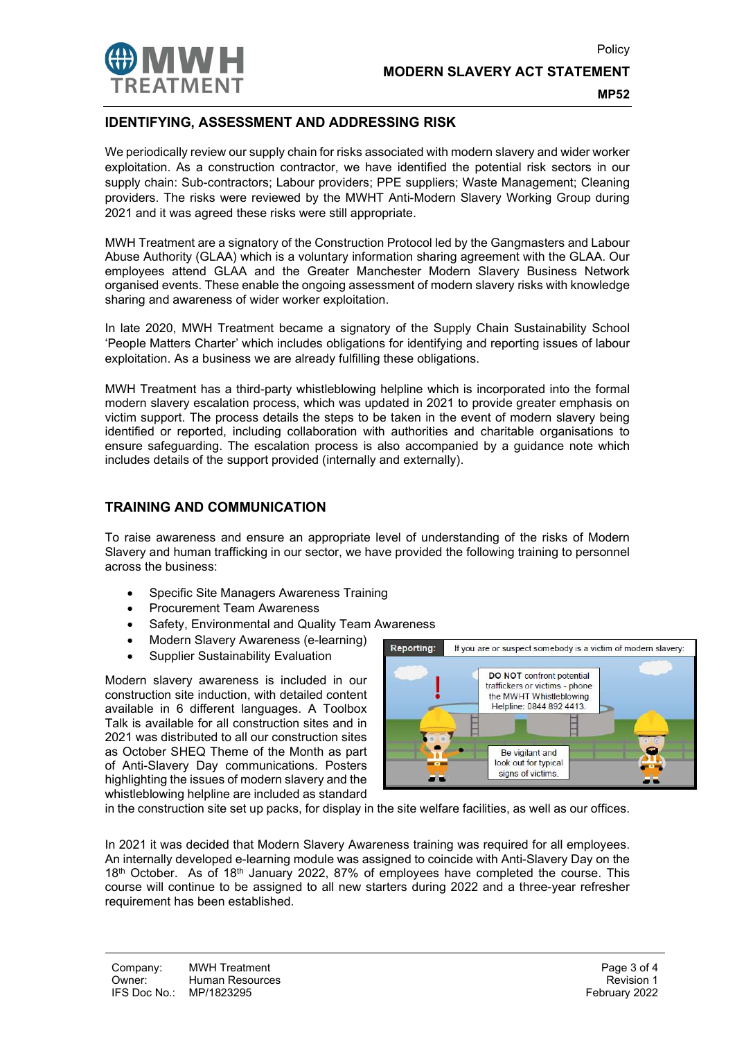## IDENTIFYING, ASSESSMENT AND ADDRESSING RISK

We periodically review our supply chain for risks associated with modern slavery and wider worker exploitation. As a construction contractor, we have identified the potential risk sectors in our supply chain: Sub-contractors; Labour providers; PPE suppliers; Waste Management; Cleaning providers. The risks were reviewed by the MWHT Anti-Modern Slavery Working Group during 2021 and it was agreed these risks were still appropriate.

MWH Treatment are a signatory of the Construction Protocol led by the Gangmasters and Labour Abuse Authority (GLAA) which is a voluntary information sharing agreement with the GLAA. Our employees attend GLAA and the Greater Manchester Modern Slavery Business Network organised events. These enable the ongoing assessment of modern slavery risks with knowledge sharing and awareness of wider worker exploitation.

In late 2020, MWH Treatment became a signatory of the Supply Chain Sustainability School 'People Matters Charter' which includes obligations for identifying and reporting issues of labour exploitation. As a business we are already fulfilling these obligations.

MWH Treatment has a third-party whistleblowing helpline which is incorporated into the formal modern slavery escalation process, which was updated in 2021 to provide greater emphasis on victim support. The process details the steps to be taken in the event of modern slavery being identified or reported, including collaboration with authorities and charitable organisations to ensure safeguarding. The escalation process is also accompanied by a guidance note which includes details of the support provided (internally and externally).

## TRAINING AND COMMUNICATION

To raise awareness and ensure an appropriate level of understanding of the risks of Modern Slavery and human trafficking in our sector, we have provided the following training to personnel across the business:

- Specific Site Managers Awareness Training
- Procurement Team Awareness
- Safety, Environmental and Quality Team Awareness
- Modern Slavery Awareness (e-learning)
- Supplier Sustainability Evaluation

**Reporting:** If you are or suspect somebody is a victim of modern slavery:

**DO NOT** confront potential traffickers or victims - phone the MWHT Whistleblowing Helpline: 0844 892 4413.

Be vigilant and look out for typical signs of victims.

Modern slavery awareness is included in our construction site induction, with detailed content available in 6 different languages. A Toolbox Talk is available for all construction sites and in 2021 was distributed to all our construction sites as October SHEQ Theme of the Month as part of Anti-Slavery Day communications. Posters highlighting the issues of modern slavery and the whistleblowing helpline are included as standard in the construction site set up packs, for display in the site welfare facilities, as well as our offices.

In 2021 it was decided that Modern Slavery Awareness training was required for all employees. An internally developed e-learning module was assigned to coincide with Anti-Slavery Day on the 18th October. As of 18th January 2022, 87% of employees have completed the course. This course will continue to be assigned to all new starters during 2022 and a three-year refresher requirement has been established.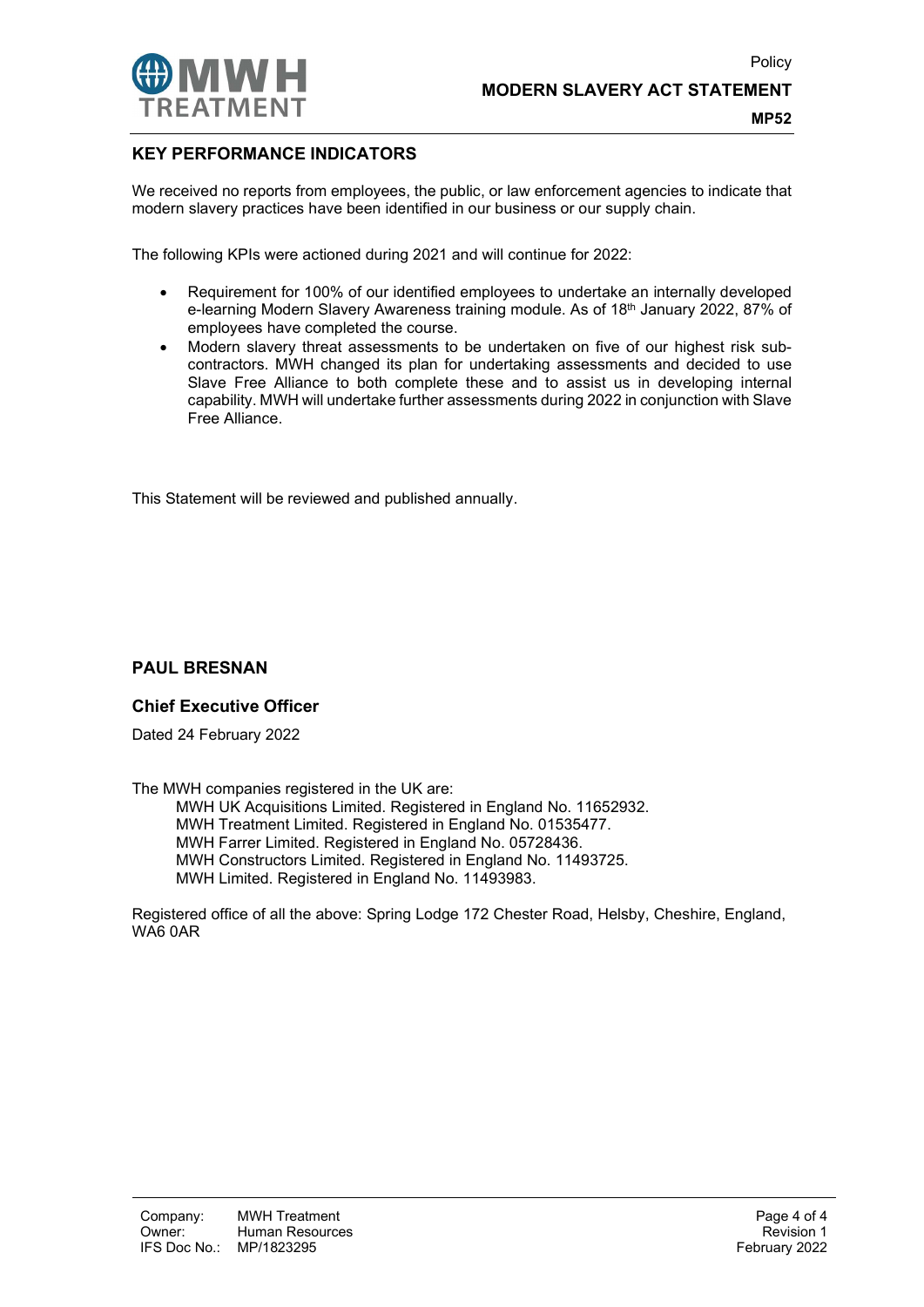## KEY PERFORMANCE INDICATORS

We received no reports from employees, the public, or law enforcement agencies to indicate that modern slavery practices have been identified in our business or our supply chain.

The following KPIs were actioned during 2021 and will continue for 2022:

- Requirement for 100% of our identified employees to undertake an internally developed e-learning Modern Slavery Awareness training module. As of 18th January 2022, 87% of employees have completed the course.
- Modern slavery threat assessments to be undertaken on five of our highest risk sub-contractors. MWH changed its plan for undertaking assessments and decided to use Slave Free Alliance to both complete these and to assist us in developing internal capability. MWH will undertake further assessments during 2022 in conjunction with Slave Free Alliance.

This Statement will be reviewed and published annually.

**PAUL BRESNAN**

**Chief Executive Officer**

Dated 24 February 2022

The MWH companies registered in the UK are:

MWH UK Acquisitions Limited. Registered in England No. 11652932.
MWH Treatment Limited. Registered in England No. 01535477.
MWH Farrer Limited. Registered in England No. 05728436.
MWH Constructors Limited. Registered in England No. 11493725.
MWH Limited. Registered in England No. 11493983.

Registered office of all the above: Spring Lodge 172 Chester Road, Helsby, Cheshire, England, WA6 0AR